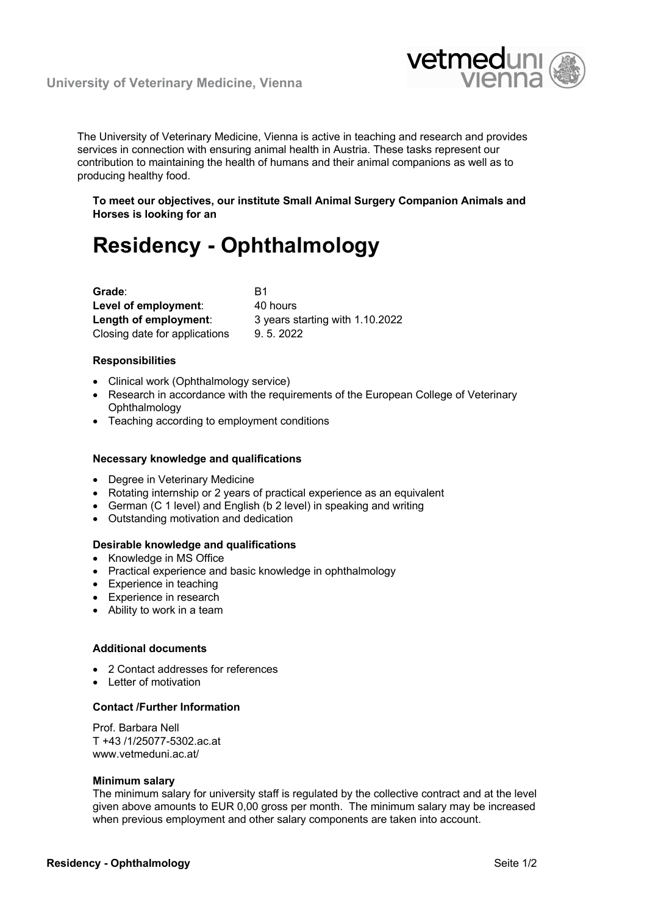University of Veterinary Medicine, Vienna

The University of Veterinary Medicine, Vienna is active in teaching and research and provides services in connection with ensuring animal health in Austria. These tasks represent our contribution to maintaining the health of humans and their animal companions as well as to producing healthy food.

**To meet our objectives, our institute Small Animal Surgery Companion Animals and Horses is looking for an**

# Residency - Ophthalmology

| | |
|---|---|
| **Grade**: | B1 |
| **Level of employment**: | 40 hours |
| **Length of employment**: | 3 years starting with 1.10.2022 |
| Closing date for applications | 9. 5. 2022 |

### Responsibilities

- Clinical work (Ophthalmology service)
- Research in accordance with the requirements of the European College of Veterinary Ophthalmology
- Teaching according to employment conditions

### Necessary knowledge and qualifications

- Degree in Veterinary Medicine
- Rotating internship or 2 years of practical experience as an equivalent
- German (C 1 level) and English (b 2 level) in speaking and writing
- Outstanding motivation and dedication

### Desirable knowledge and qualifications

- Knowledge in MS Office
- Practical experience and basic knowledge in ophthalmology
- Experience in teaching
- Experience in research
- Ability to work in a team

### Additional documents

- 2 Contact addresses for references
- Letter of motivation

### Contact /Further Information

Prof. Barbara Nell
T +43 /1/25077-5302.ac.at
www.vetmeduni.ac.at/

### Minimum salary

The minimum salary for university staff is regulated by the collective contract and at the level given above amounts to EUR 0,00 gross per month. The minimum salary may be increased when previous employment and other salary components are taken into account.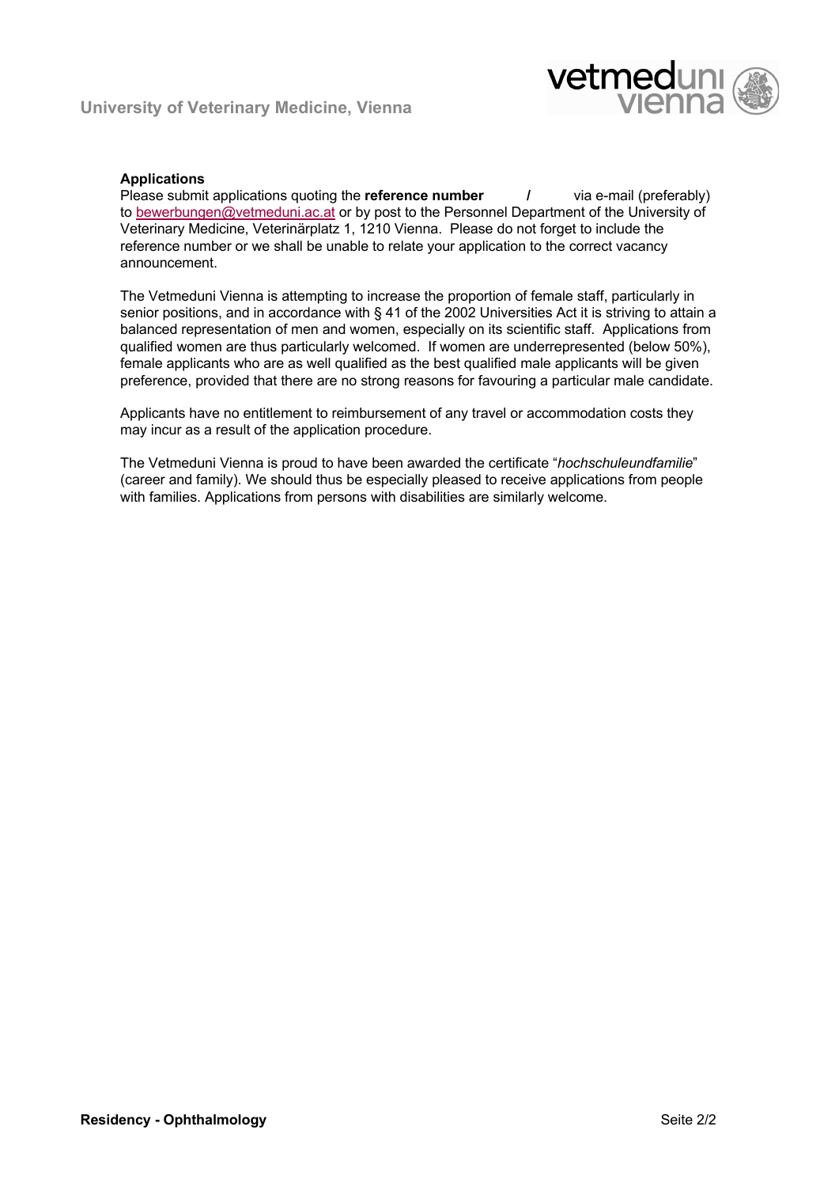**Applications**
Please submit applications quoting the **reference number / ** via e-mail (preferably) to bewerbungen@vetmeduni.ac.at or by post to the Personnel Department of the University of Veterinary Medicine, Veterinärplatz 1, 1210 Vienna. Please do not forget to include the reference number or we shall be unable to relate your application to the correct vacancy announcement.

The Vetmeduni Vienna is attempting to increase the proportion of female staff, particularly in senior positions, and in accordance with § 41 of the 2002 Universities Act it is striving to attain a balanced representation of men and women, especially on its scientific staff. Applications from qualified women are thus particularly welcomed. If women are underrepresented (below 50%), female applicants who are as well qualified as the best qualified male applicants will be given preference, provided that there are no strong reasons for favouring a particular male candidate.

Applicants have no entitlement to reimbursement of any travel or accommodation costs they may incur as a result of the application procedure.

The Vetmeduni Vienna is proud to have been awarded the certificate "*hochschuleundfamilie*" (career and family). We should thus be especially pleased to receive applications from people with families. Applications from persons with disabilities are similarly welcome.